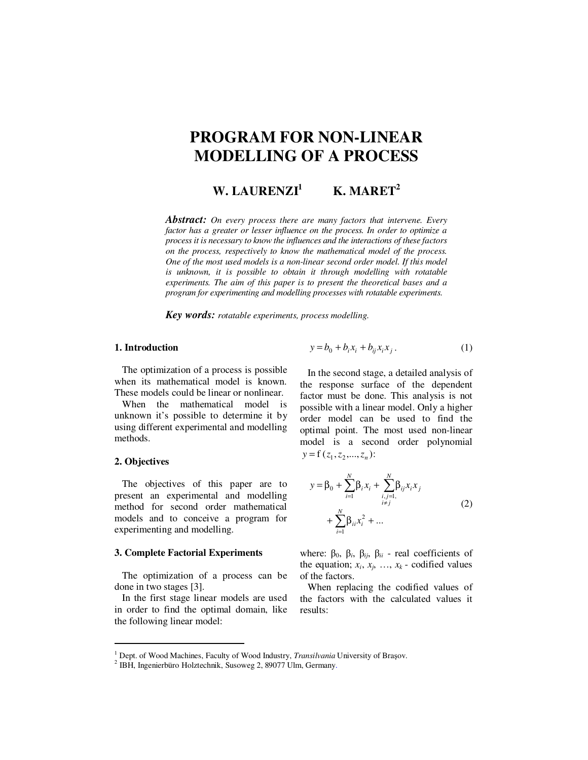# PROGRAM FOR NON-LINEAR MODELLING OF A PROCESS

**W. LAURENZI[1] K. MARET[2]**

***Abstract:*** *On every process there are many factors that intervene. Every factor has a greater or lesser influence on the process. In order to optimize a process it is necessary to know the influences and the interactions of these factors on the process, respectively to know the mathematical model of the process. One of the most used models is a non-linear second order model. If this model is unknown, it is possible to obtain it through modelling with rotatable experiments. The aim of this paper is to present the theoretical bases and a program for experimenting and modelling processes with rotatable experiments.*

***Key words:*** *rotatable experiments, process modelling.*

## 1. Introduction

The optimization of a process is possible when its mathematical model is known. These models could be linear or nonlinear.

When the mathematical model is unknown it's possible to determine it by using different experimental and modelling methods.

## 2. Objectives

The objectives of this paper are to present an experimental and modelling method for second order mathematical models and to conceive a program for experimenting and modelling.

## 3. Complete Factorial Experiments

The optimization of a process can be done in two stages [3].

In the first stage linear models are used in order to find the optimal domain, like the following linear model:

$$y = b_0 + b_i x_i + b_{ij} x_i x_j . \tag{1}$$

In the second stage, a detailed analysis of the response surface of the dependent factor must be done. This analysis is not possible with a linear model. Only a higher order model can be used to find the optimal point. The most used non-linear model is a second order polynomial $y = \mathrm{f}\,(z_1, z_2, ..., z_n)$:

$$y = \beta_0 + \sum_{i=1}^{N} \beta_i x_i + \sum_{\substack{i,j=1,\\ i \neq j}}^{N} \beta_{ij} x_i x_j + \sum_{i=1}^{N} \beta_{ii} x_i^2 + ... \tag{2}$$

where: $\beta_0$, $\beta_i$, $\beta_{ij}$, $\beta_{ii}$ - real coefficients of the equation; $x_i$, $x_j$, …, $x_k$ - codified values of the factors.

When replacing the codified values of the factors with the calculated values it results:

---

[1] Dept. of Wood Machines, Faculty of Wood Industry, *Transilvania* University of Braşov.

[2] IBH, Ingenierbüro Holztechnik, Susoweg 2, 89077 Ulm, Germany.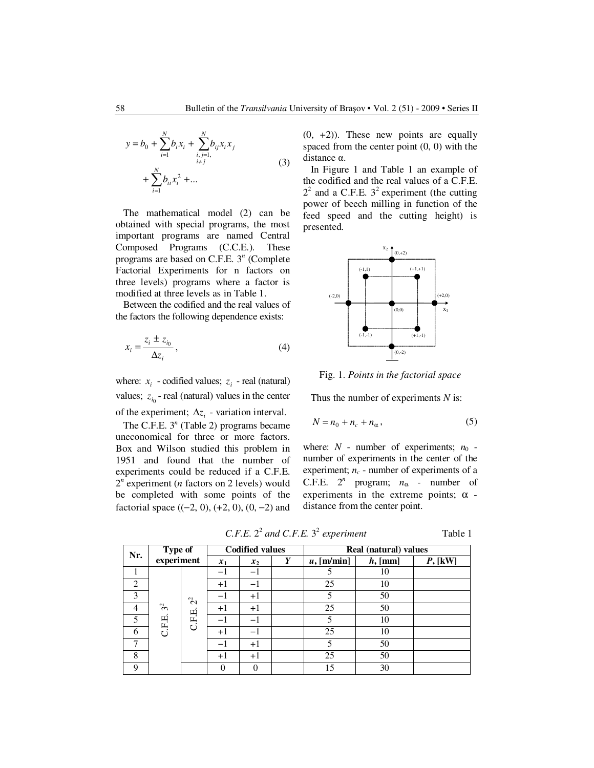$$y = b_0 + \sum_{i=1}^{N} b_i x_i + \sum_{\substack{i,j=1,\\ i \neq j}}^{N} b_{ij} x_i x_j + \sum_{i=1}^{N} b_{ii} x_i^2 + ... \tag{3}$$

The mathematical model (2) can be obtained with special programs, the most important programs are named Central Composed Programs (C.C.E.). These programs are based on C.F.E. $3^n$ (Complete Factorial Experiments for n factors on three levels) programs where a factor is modified at three levels as in Table 1.

Between the codified and the real values of the factors the following dependence exists:

$$x_i = \frac{z_i \pm z_{i_0}}{\Delta z_i}, \tag{4}$$

where: $x_i$ - codified values; $z_i$ - real (natural) values; $z_{i_0}$ - real (natural) values in the center of the experiment; $\Delta z_i$ - variation interval.

The C.F.E. $3^n$ (Table 2) programs became uneconomical for three or more factors. Box and Wilson studied this problem in 1951 and found that the number of experiments could be reduced if a C.F.E. $2^n$ experiment ($n$ factors on 2 levels) would be completed with some points of the factorial space ((−2, 0), (+2, 0), (0, −2) and (0, +2)). These new points are equally spaced from the center point (0, 0) with the distance α.

In Figure 1 and Table 1 an example of the codified and the real values of a C.F.E. $2^2$ and a C.F.E. $3^2$ experiment (the cutting power of beech milling in function of the feed speed and the cutting height) is presented.

Fig. 1. *Points in the factorial space*

Thus the number of experiments $N$ is:

$$N = n_0 + n_c + n_\alpha, \tag{5}$$

where: $N$ - number of experiments; $n_0$ - number of experiments in the center of the experiment; $n_c$ - number of experiments of a C.F.E. $2^n$ program; $n_\alpha$ - number of experiments in the extreme points; $\alpha$ - distance from the center point.

*C.F.E. $2^2$ and C.F.E. $3^2$ experiment* Table 1

| Nr. | Type of experiment | | Codified values | | | Real (natural) values | | |
|---|---|---|---|---|---|---|---|---|
| | | | $x_1$ | $x_2$ | $Y$ | $u$, [m/min] | $h$, [mm] | $P$, [kW] |
| 1 | C.F.E. $3^2$ | C.F.E. $2^2$ | −1 | −1 | | 5 | 10 | |
| 2 | | | +1 | −1 | | 25 | 10 | |
| 3 | | | −1 | +1 | | 5 | 50 | |
| 4 | | | +1 | +1 | | 25 | 50 | |
| 5 | | | −1 | −1 | | 5 | 10 | |
| 6 | | | +1 | −1 | | 25 | 10 | |
| 7 | | | −1 | +1 | | 5 | 50 | |
| 8 | | | +1 | +1 | | 25 | 50 | |
| 9 | | | 0 | 0 | | 15 | 30 | |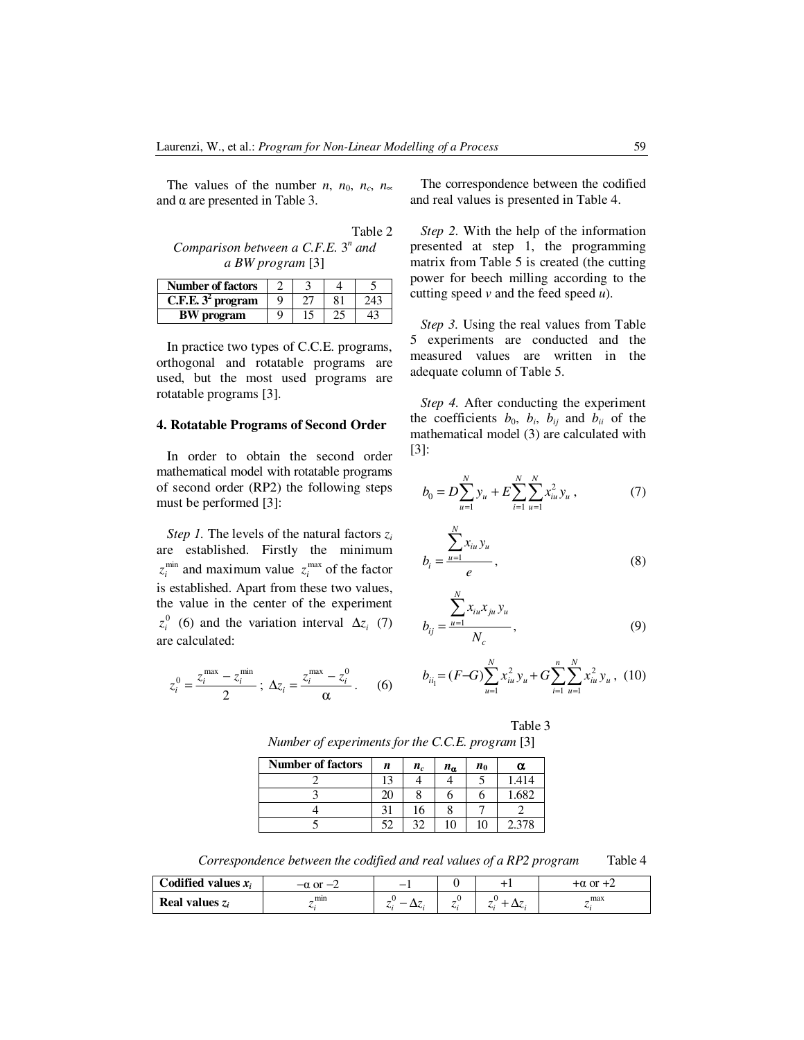The values of the number $n$, $n_0$, $n_c$, $n_\infty$ and α are presented in Table 3.

Table 2

*Comparison between a C.F.E. $3^n$ and a BW program* [3]

| Number of factors | 2 | 3 | 4 | 5 |
|---|---|---|---|---|
| C.F.E. $3^2$ program | 9 | 27 | 81 | 243 |
| BW program | 9 | 15 | 25 | 43 |

In practice two types of C.C.E. programs, orthogonal and rotatable programs are used, but the most used programs are rotatable programs [3].

## 4. Rotatable Programs of Second Order

In order to obtain the second order mathematical model with rotatable programs of second order (RP2) the following steps must be performed [3]:

*Step 1.* The levels of the natural factors $z_i$ are established. Firstly the minimum $z_i^{\min}$ and maximum value $z_i^{\max}$ of the factor is established. Apart from these two values, the value in the center of the experiment $z_i^0$ (6) and the variation interval $\Delta z_i$ (7) are calculated:

$$z_i^0 = \frac{z_i^{\max} - z_i^{\min}}{2}\ ;\ \Delta z_i = \frac{z_i^{\max} - z_i^0}{\alpha}. \qquad (6)$$

The correspondence between the codified and real values is presented in Table 4.

*Step 2.* With the help of the information presented at step 1, the programming matrix from Table 5 is created (the cutting power for beech milling according to the cutting speed $v$ and the feed speed $u$).

*Step 3.* Using the real values from Table 5 experiments are conducted and the measured values are written in the adequate column of Table 5.

*Step 4.* After conducting the experiment the coefficients $b_0$, $b_i$, $b_{ij}$ and $b_{ii}$ of the mathematical model (3) are calculated with [3]:

$$b_0 = D\sum_{u=1}^{N} y_u + E\sum_{i=1}^{N}\sum_{u=1}^{N} x_{iu}^2 y_u\,, \qquad (7)$$

$$b_i = \frac{\sum_{u=1}^{N} x_{iu} y_u}{e}\,, \qquad (8)$$

$$b_{ij} = \frac{\sum_{u=1}^{N} x_{iu} x_{ju} y_u}{N_c}\,, \qquad (9)$$

$$b_{ii_1} = (F - G)\sum_{u=1}^{N} x_{iu}^2 y_u + G\sum_{i=1}^{n}\sum_{u=1}^{N} x_{iu}^2 y_u\,, \qquad (10)$$

Table 3

*Number of experiments for the C.C.E. program* [3]

| Number of factors | $n$ | $n_c$ | $n_\alpha$ | $n_0$ | α |
|---|---|---|---|---|---|
| 2 | 13 | 4 | 4 | 5 | 1.414 |
| 3 | 20 | 8 | 6 | 6 | 1.682 |
| 4 | 31 | 16 | 8 | 7 | 2 |
| 5 | 52 | 32 | 10 | 10 | 2.378 |

*Correspondence between the codified and real values of a RP2 program* Table 4

| Codified values $x_i$ | $-\alpha$ or $-2$ | $-1$ | 0 | $+1$ | $+\alpha$ or $+2$ |
|---|---|---|---|---|---|
| Real values $z_i$ | $z_i^{\min}$ | $z_i^0 - \Delta z_i$ | $z_i^0$ | $z_i^0 + \Delta z_i$ | $z_i^{\max}$ |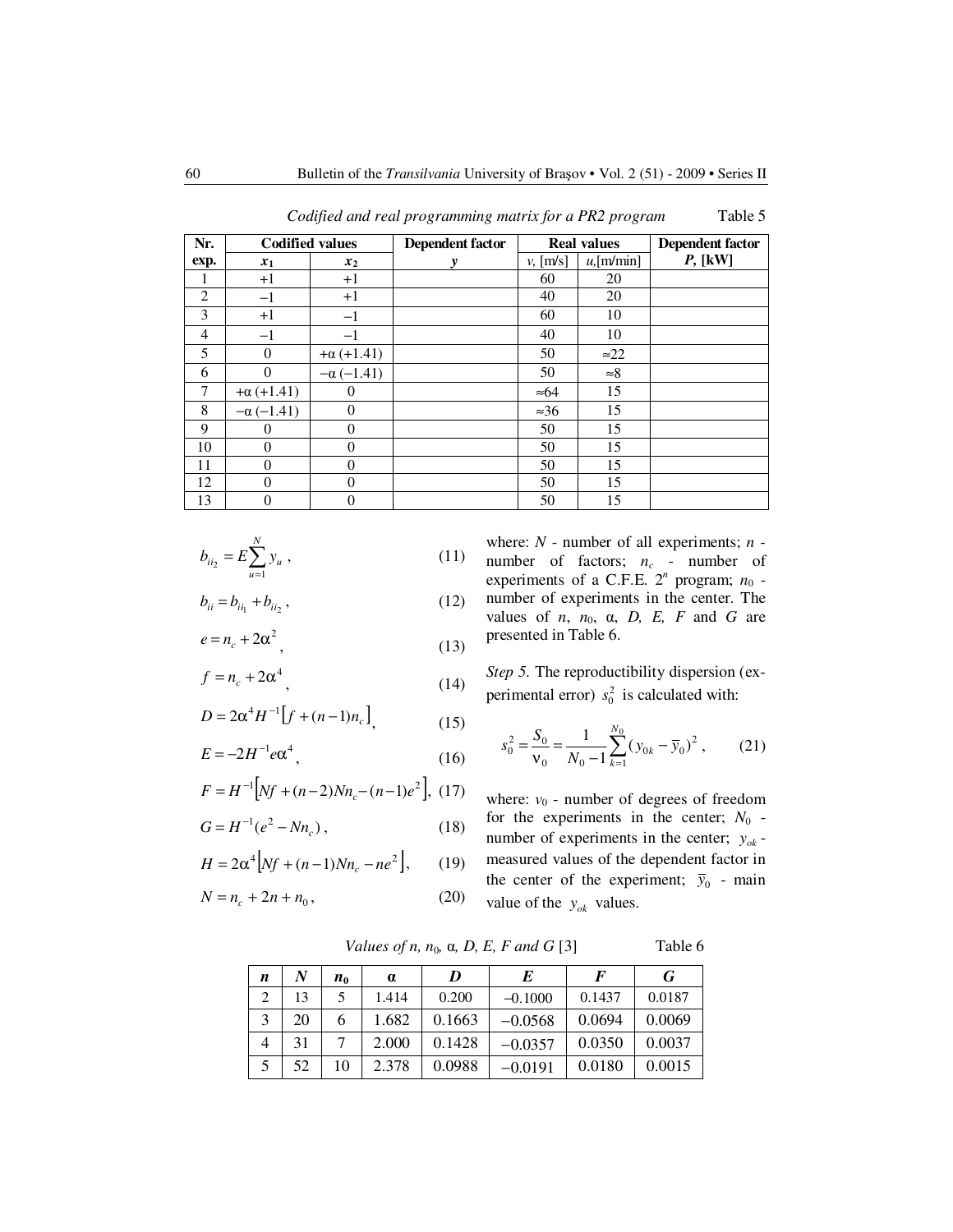*Codified and real programming matrix for a PR2 program* Table 5

| Nr. exp. | Codified values | | Dependent factor | Real values | | Dependent factor |
|---|---|---|---|---|---|---|
| | $x_1$ | $x_2$ | $y$ | $v$, [m/s] | $u$,[m/min] | $P$, [kW] |
| 1 | +1 | +1 | | 60 | 20 | |
| 2 | −1 | +1 | | 40 | 20 | |
| 3 | +1 | −1 | | 60 | 10 | |
| 4 | −1 | −1 | | 40 | 10 | |
| 5 | 0 | +α (+1.41) | | 50 | ≈22 | |
| 6 | 0 | −α (−1.41) | | 50 | ≈8 | |
| 7 | +α (+1.41) | 0 | | ≈64 | 15 | |
| 8 | −α (−1.41) | 0 | | ≈36 | 15 | |
| 9 | 0 | 0 | | 50 | 15 | |
| 10 | 0 | 0 | | 50 | 15 | |
| 11 | 0 | 0 | | 50 | 15 | |
| 12 | 0 | 0 | | 50 | 15 | |
| 13 | 0 | 0 | | 50 | 15 | |

$$b_{ii_2} = E\sum_{u=1}^{N} y_u \,, \tag{11}$$

$$b_{ii} = b_{ii_1} + b_{ii_2} \,, \tag{12}$$

$$e = n_c + 2\alpha^2 \,, \tag{13}$$

$$f = n_c + 2\alpha^4 \,, \tag{14}$$

$$D = 2\alpha^4 H^{-1}\left[f + (n-1)n_c\right], \tag{15}$$

$$E = -2H^{-1}e\alpha^4 \,, \tag{16}$$

$$F = H^{-1}\left[Nf + (n-2)Nn_c - (n-1)e^2\right], \tag{17}$$

$$G = H^{-1}(e^2 - Nn_c) \,, \tag{18}$$

$$H = 2\alpha^4\left[Nf + (n-1)Nn_c - ne^2\right], \tag{19}$$

$$N = n_c + 2n + n_0 \,, \tag{20}$$

where: $N$ - number of all experiments; $n$ - number of factors; $n_c$ - number of experiments of a C.F.E. $2^n$ program; $n_0$ - number of experiments in the center. The values of $n$, $n_0$, $\alpha$, $D$, $E$, $F$ and $G$ are presented in Table 6.

*Step 5.* The reproductibility dispersion (experimental error) $s_0^2$ is calculated with:

$$s_0^2 = \frac{S_0}{\nu_0} = \frac{1}{N_0 - 1}\sum_{k=1}^{N_0}(y_{0k} - \bar{y}_0)^2 \,, \tag{21}$$

where: $\nu_0$ - number of degrees of freedom for the experiments in the center; $N_0$ - number of experiments in the center; $y_{ok}$ - measured values of the dependent factor in the center of the experiment; $\bar{y}_0$ - main value of the $y_{ok}$ values.

*Values of n, $n_0$, α, D, E, F and G* [3] Table 6

| $n$ | $N$ | $n_0$ | α | $D$ | $E$ | $F$ | $G$ |
|---|---|---|---|---|---|---|---|
| 2 | 13 | 5 | 1.414 | 0.200 | −0.1000 | 0.1437 | 0.0187 |
| 3 | 20 | 6 | 1.682 | 0.1663 | −0.0568 | 0.0694 | 0.0069 |
| 4 | 31 | 7 | 2.000 | 0.1428 | −0.0357 | 0.0350 | 0.0037 |
| 5 | 52 | 10 | 2.378 | 0.0988 | −0.0191 | 0.0180 | 0.0015 |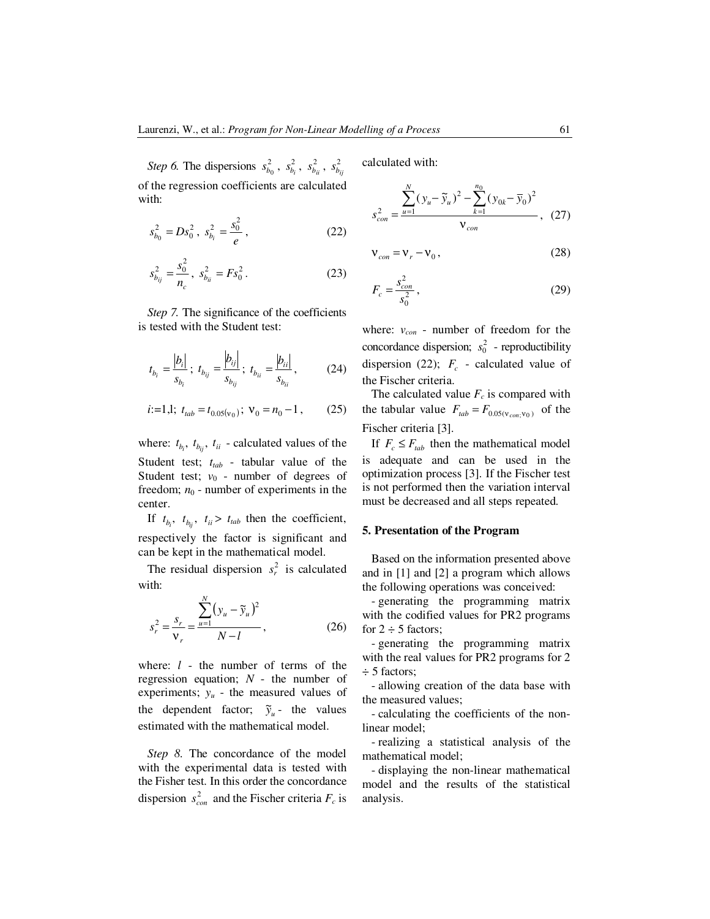*Step 6.* The dispersions $s_{b_0}^2$, $s_{b_i}^2$, $s_{b_{ii}}^2$, $s_{b_{ij}}^2$ of the regression coefficients are calculated with:

$$s_{b_0}^2 = Ds_0^2\,,\ s_{b_i}^2 = \frac{s_0^2}{e}\,, \tag{22}$$

$$s_{b_{ij}}^2 = \frac{s_0^2}{n_c}\,,\ s_{b_{ii}}^2 = Fs_0^2\,. \tag{23}$$

*Step 7.* The significance of the coefficients is tested with the Student test:

$$t_{b_i} = \frac{|b_i|}{s_{b_i}}\,;\ t_{b_{ij}} = \frac{|b_{ij}|}{s_{b_{ij}}}\,;\ t_{b_{ii}} = \frac{|b_{ii}|}{s_{b_{ii}}}\,, \tag{24}$$

$$i{:=}1{,}l;\ t_{tab} = t_{0.05(\nu_0)}\,;\ \nu_0 = n_0 - 1\,, \tag{25}$$

where: $t_{b_i}$, $t_{b_{ij}}$, $t_{ii}$ - calculated values of the Student test; $t_{tab}$ - tabular value of the Student test; $\nu_0$ - number of degrees of freedom; $n_0$ - number of experiments in the center.

If $t_{b_i}$, $t_{b_{ij}}$, $t_{ii} > t_{tab}$ then the coefficient, respectively the factor is significant and can be kept in the mathematical model.

The residual dispersion $s_r^2$ is calculated with:

$$s_r^2 = \frac{s_r}{\nu_r} = \frac{\sum_{u=1}^{N}\left(y_u - \tilde{y}_u\right)^2}{N - l}\,, \tag{26}$$

where: $l$ - the number of terms of the regression equation; $N$ - the number of experiments; $y_u$ - the measured values of the dependent factor; $\tilde{y}_u$ - the values estimated with the mathematical model.

*Step 8.* The concordance of the model with the experimental data is tested with the Fisher test. In this order the concordance dispersion $s_{con}^2$ and the Fischer criteria $F_c$ is calculated with:

$$s_{con}^2 = \frac{\sum_{u=1}^{N}(y_u - \tilde{y}_u)^2 - \sum_{k=1}^{n_0}(y_{0k} - \overline{y}_0)^2}{\nu_{con}}\,, \tag{27}$$

$$\nu_{con} = \nu_r - \nu_0\,, \tag{28}$$

$$F_c = \frac{s_{con}^2}{s_0^2}\,, \tag{29}$$

where: $\nu_{con}$ - number of freedom for the concordance dispersion; $s_0^2$ - reproductibility dispersion (22); $F_c$ - calculated value of the Fischer criteria.

The calculated value $F_c$ is compared with the tabular value $F_{tab} = F_{0.05(\nu_{con};\nu_0)}$ of the Fischer criteria [3].

If $F_c \le F_{tab}$ then the mathematical model is adequate and can be used in the optimization process [3]. If the Fischer test is not performed then the variation interval must be decreased and all steps repeated.

## 5. Presentation of the Program

Based on the information presented above and in [1] and [2] a program which allows the following operations was conceived:

- generating the programming matrix with the codified values for PR2 programs for 2 ÷ 5 factors;
- generating the programming matrix with the real values for PR2 programs for 2 ÷ 5 factors;
- allowing creation of the data base with the measured values;
- calculating the coefficients of the non-linear model;
- realizing a statistical analysis of the mathematical model;
- displaying the non-linear mathematical model and the results of the statistical analysis.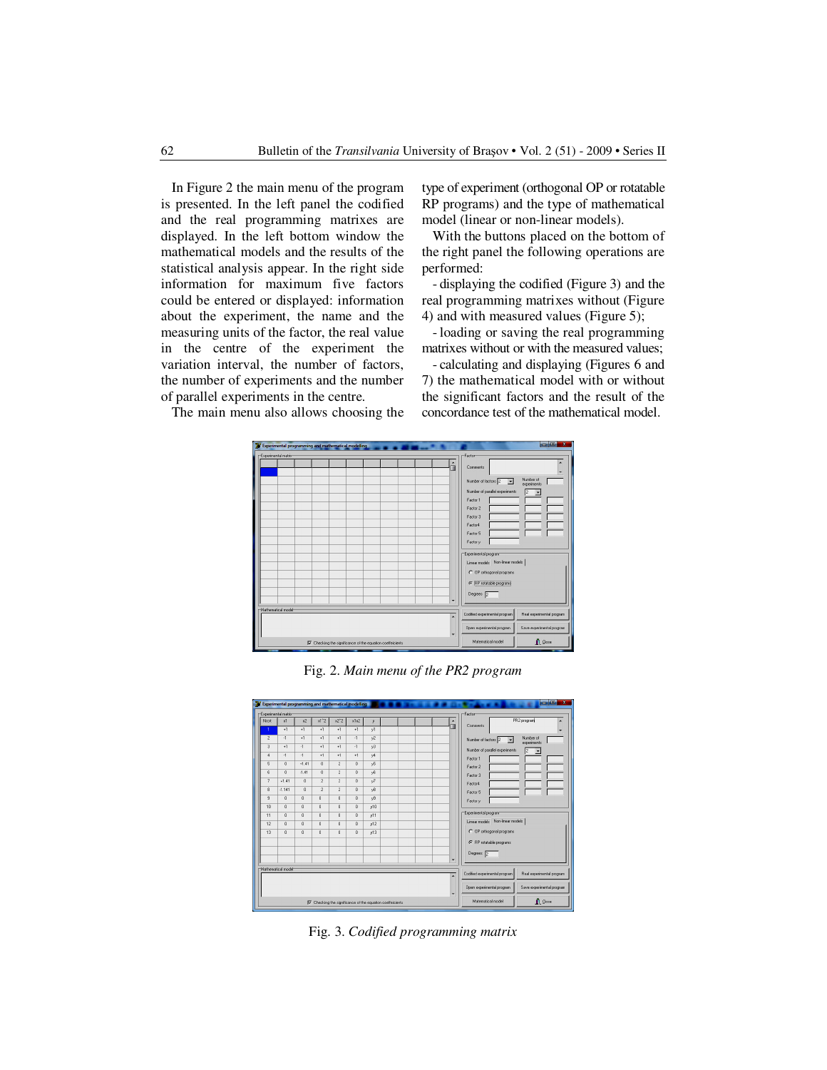In Figure 2 the main menu of the program is presented. In the left panel the codified and the real programming matrixes are displayed. In the left bottom window the mathematical models and the results of the statistical analysis appear. In the right side information for maximum five factors could be entered or displayed: information about the experiment, the name and the measuring units of the factor, the real value in the centre of the experiment the variation interval, the number of factors, the number of experiments and the number of parallel experiments in the centre.

The main menu also allows choosing the type of experiment (orthogonal OP or rotatable RP programs) and the type of mathematical model (linear or non-linear models).

With the buttons placed on the bottom of the right panel the following operations are performed:

- displaying the codified (Figure 3) and the real programming matrixes without (Figure 4) and with measured values (Figure 5);
- loading or saving the real programming matrixes without or with the measured values;
- calculating and displaying (Figures 6 and 7) the mathematical model with or without the significant factors and the result of the concordance test of the mathematical model.

Fig. 2. *Main menu of the PR2 program*

Fig. 3. *Codified programming matrix*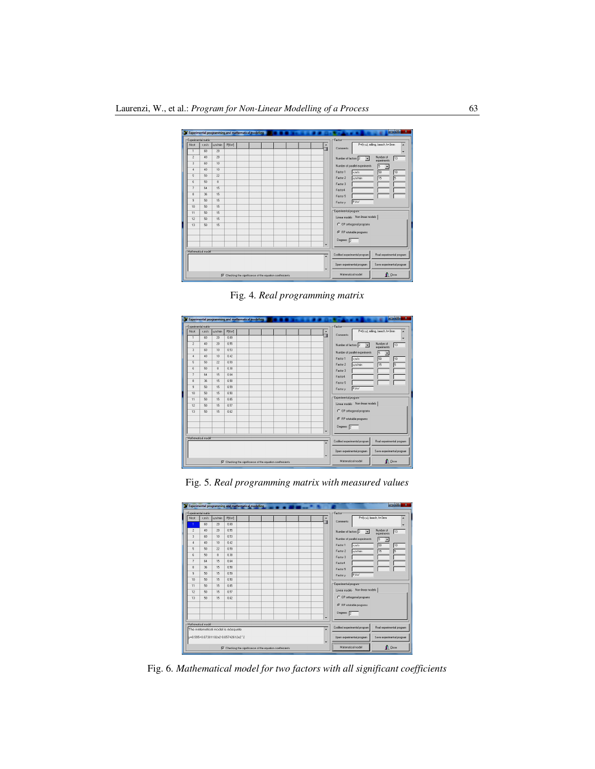Fig. 4. *Real programming matrix*

Fig. 5. *Real programming matrix with measured values*

Fig. 6. *Mathematical model for two factors with all significant coefficients*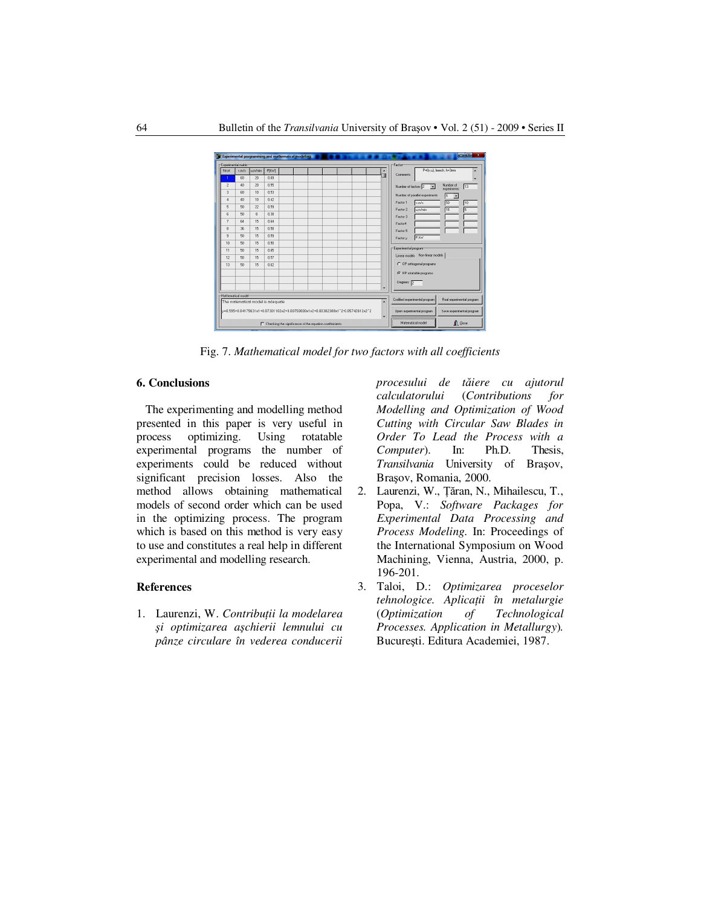Fig. 7. *Mathematical model for two factors with all coefficients*

## 6. Conclusions

The experimenting and modelling method presented in this paper is very useful in process optimizing. Using rotatable experimental programs the number of experiments could be reduced without significant precision losses. Also the method allows obtaining mathematical models of second order which can be used in the optimizing process. The program which is based on this method is very easy to use and constitutes a real help in different experimental and modelling research.

## References

1. Laurenzi, W. *Contribuţii la modelarea şi optimizarea aşchierii lemnului cu pânze circulare în vederea conducerii procesului de tăiere cu ajutorul calculatorului* (*Contributions for Modelling and Optimization of Wood Cutting with Circular Saw Blades in Order To Lead the Process with a Computer*). In: Ph.D. Thesis, *Transilvania* University of Braşov, Braşov, Romania, 2000.
2. Laurenzi, W., Ţăran, N., Mihailescu, T., Popa, V.: *Software Packages for Experimental Data Processing and Process Modeling.* In: Proceedings of the International Symposium on Wood Machining, Vienna, Austria, 2000, p. 196-201.
3. Taloi, D.: *Optimizarea proceselor tehnologice. Aplicaţii în metalurgie* (*Optimization of Technological Processes. Application in Metallurgy*). Bucureşti. Editura Academiei, 1987.